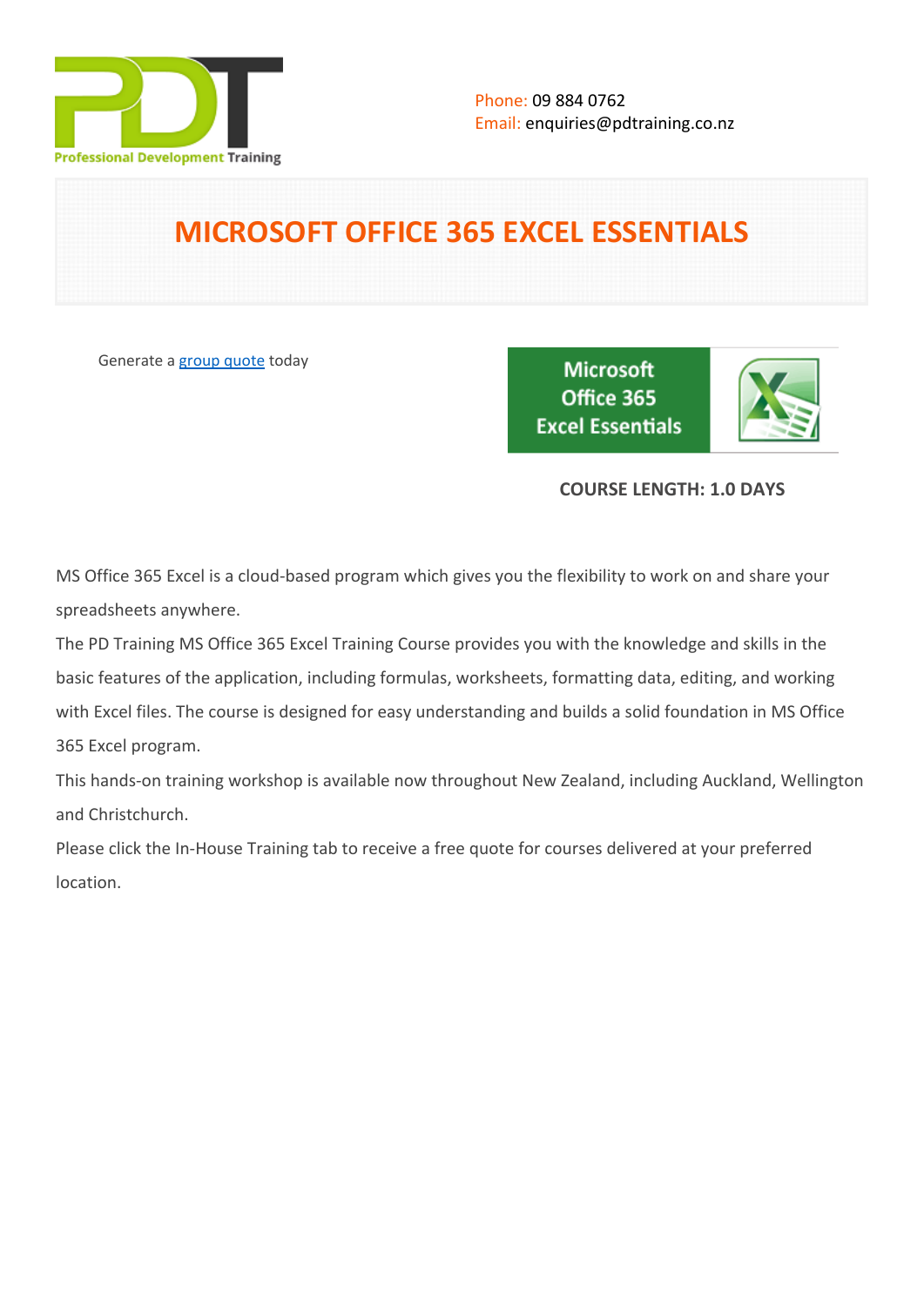Phone: 09 884 0762
Email: enquiries@pdtraining.co.nz

# MICROSOFT OFFICE 365 EXCEL ESSENTIALS

Generate a group quote today

**COURSE LENGTH: 1.0 DAYS**

MS Office 365 Excel is a cloud-based program which gives you the flexibility to work on and share your spreadsheets anywhere.

The PD Training MS Office 365 Excel Training Course provides you with the knowledge and skills in the basic features of the application, including formulas, worksheets, formatting data, editing, and working with Excel files. The course is designed for easy understanding and builds a solid foundation in MS Office 365 Excel program.

This hands-on training workshop is available now throughout New Zealand, including Auckland, Wellington and Christchurch.

Please click the In-House Training tab to receive a free quote for courses delivered at your preferred location.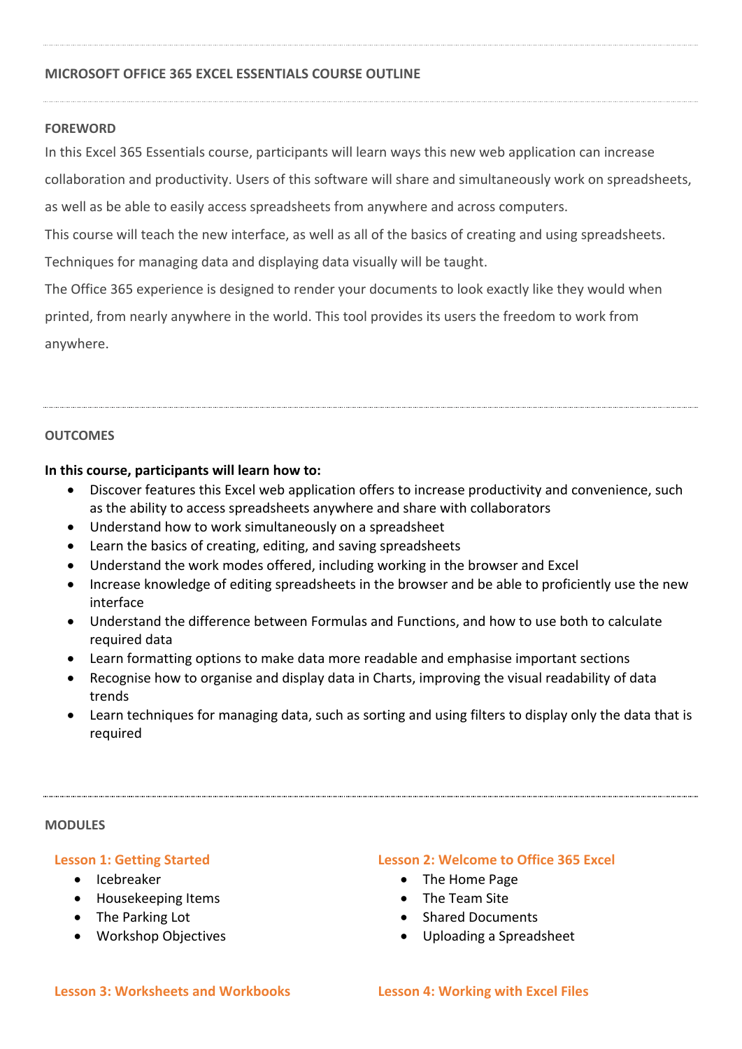## MICROSOFT OFFICE 365 EXCEL ESSENTIALS COURSE OUTLINE

### FOREWORD

In this Excel 365 Essentials course, participants will learn ways this new web application can increase collaboration and productivity. Users of this software will share and simultaneously work on spreadsheets, as well as be able to easily access spreadsheets from anywhere and across computers.

This course will teach the new interface, as well as all of the basics of creating and using spreadsheets.

Techniques for managing data and displaying data visually will be taught.

The Office 365 experience is designed to render your documents to look exactly like they would when printed, from nearly anywhere in the world. This tool provides its users the freedom to work from anywhere.

### OUTCOMES

**In this course, participants will learn how to:**

- Discover features this Excel web application offers to increase productivity and convenience, such as the ability to access spreadsheets anywhere and share with collaborators
- Understand how to work simultaneously on a spreadsheet
- Learn the basics of creating, editing, and saving spreadsheets
- Understand the work modes offered, including working in the browser and Excel
- Increase knowledge of editing spreadsheets in the browser and be able to proficiently use the new interface
- Understand the difference between Formulas and Functions, and how to use both to calculate required data
- Learn formatting options to make data more readable and emphasise important sections
- Recognise how to organise and display data in Charts, improving the visual readability of data trends
- Learn techniques for managing data, such as sorting and using filters to display only the data that is required

### MODULES

#### Lesson 1: Getting Started

- Icebreaker
- Housekeeping Items
- The Parking Lot
- Workshop Objectives

#### Lesson 2: Welcome to Office 365 Excel

- The Home Page
- The Team Site
- Shared Documents
- Uploading a Spreadsheet

#### Lesson 3: Worksheets and Workbooks

#### Lesson 4: Working with Excel Files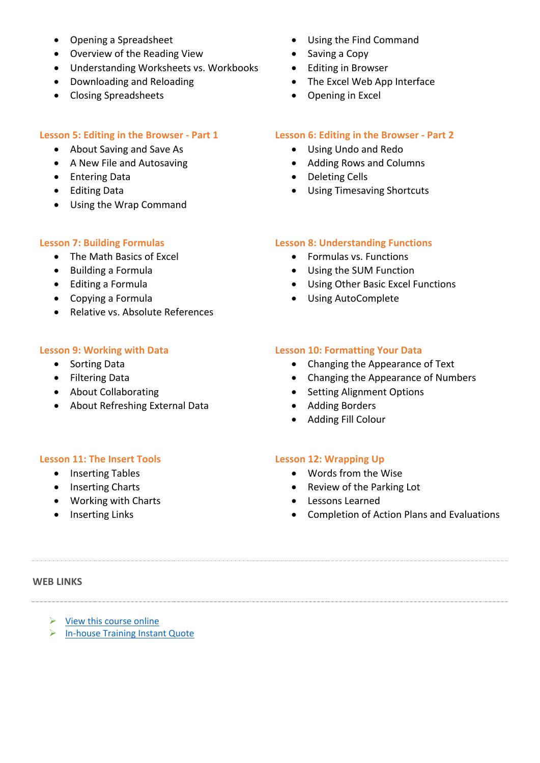- Opening a Spreadsheet
- Overview of the Reading View
- Understanding Worksheets vs. Workbooks
- Downloading and Reloading
- Closing Spreadsheets
- Using the Find Command
- Saving a Copy
- Editing in Browser
- The Excel Web App Interface
- Opening in Excel

### Lesson 5: Editing in the Browser - Part 1

- About Saving and Save As
- A New File and Autosaving
- Entering Data
- Editing Data
- Using the Wrap Command

### Lesson 6: Editing in the Browser - Part 2

- Using Undo and Redo
- Adding Rows and Columns
- Deleting Cells
- Using Timesaving Shortcuts

### Lesson 7: Building Formulas

- The Math Basics of Excel
- Building a Formula
- Editing a Formula
- Copying a Formula
- Relative vs. Absolute References

### Lesson 8: Understanding Functions

- Formulas vs. Functions
- Using the SUM Function
- Using Other Basic Excel Functions
- Using AutoComplete

### Lesson 9: Working with Data

- Sorting Data
- Filtering Data
- About Collaborating
- About Refreshing External Data

### Lesson 10: Formatting Your Data

- Changing the Appearance of Text
- Changing the Appearance of Numbers
- Setting Alignment Options
- Adding Borders
- Adding Fill Colour

### Lesson 11: The Insert Tools

- Inserting Tables
- Inserting Charts
- Working with Charts
- Inserting Links

### Lesson 12: Wrapping Up

- Words from the Wise
- Review of the Parking Lot
- Lessons Learned
- Completion of Action Plans and Evaluations

---

## WEB LINKS

---

- View this course online
- In-house Training Instant Quote